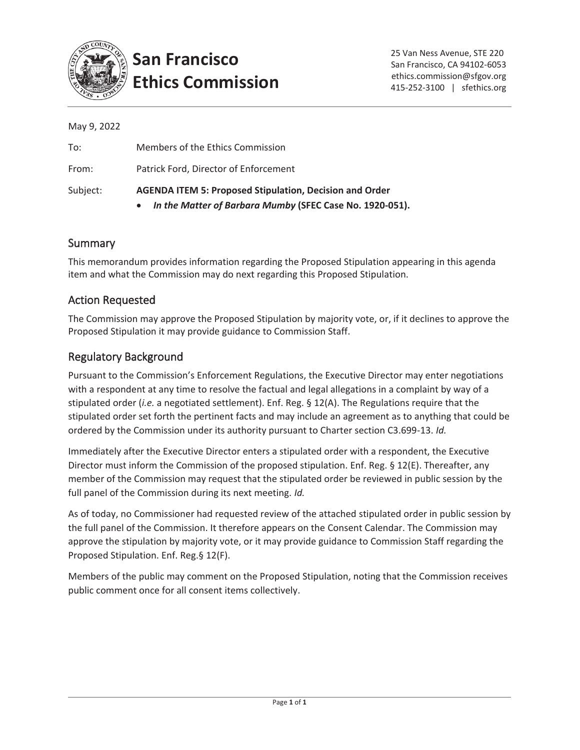# San Francisco Ethics Commission

25 Van Ness Avenue, STE 220
San Francisco, CA 94102-6053
ethics.commission@sfgov.org
415-252-3100 | sfethics.org

May 9, 2022

To: Members of the Ethics Commission

From: Patrick Ford, Director of Enforcement

Subject: **AGENDA ITEM 5: Proposed Stipulation, Decision and Order**

- ***In the Matter of Barbara Mumby* (SFEC Case No. 1920-051).**

## Summary

This memorandum provides information regarding the Proposed Stipulation appearing in this agenda item and what the Commission may do next regarding this Proposed Stipulation.

## Action Requested

The Commission may approve the Proposed Stipulation by majority vote, or, if it declines to approve the Proposed Stipulation it may provide guidance to Commission Staff.

## Regulatory Background

Pursuant to the Commission's Enforcement Regulations, the Executive Director may enter negotiations with a respondent at any time to resolve the factual and legal allegations in a complaint by way of a stipulated order (*i.e.* a negotiated settlement). Enf. Reg. § 12(A). The Regulations require that the stipulated order set forth the pertinent facts and may include an agreement as to anything that could be ordered by the Commission under its authority pursuant to Charter section C3.699-13. *Id.*

Immediately after the Executive Director enters a stipulated order with a respondent, the Executive Director must inform the Commission of the proposed stipulation. Enf. Reg. § 12(E). Thereafter, any member of the Commission may request that the stipulated order be reviewed in public session by the full panel of the Commission during its next meeting. *Id.*

As of today, no Commissioner had requested review of the attached stipulated order in public session by the full panel of the Commission. It therefore appears on the Consent Calendar. The Commission may approve the stipulation by majority vote, or it may provide guidance to Commission Staff regarding the Proposed Stipulation. Enf. Reg.§ 12(F).

Members of the public may comment on the Proposed Stipulation, noting that the Commission receives public comment once for all consent items collectively.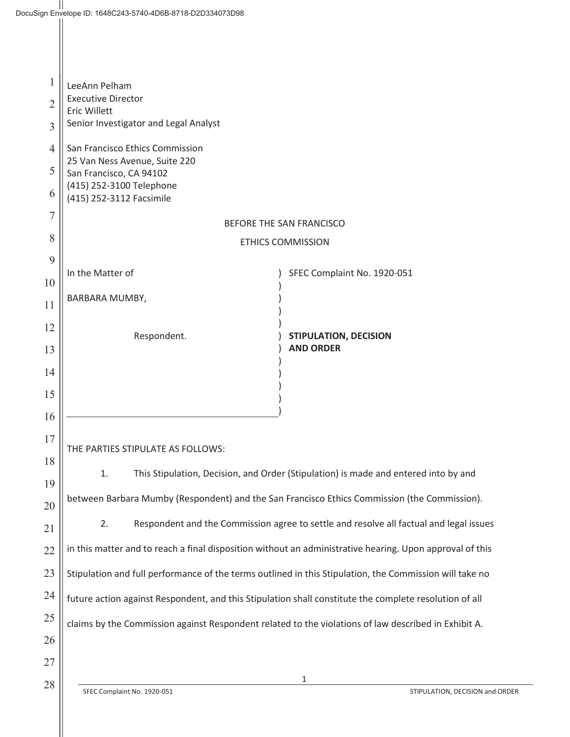LeeAnn Pelham
Executive Director
Eric Willett
Senior Investigator and Legal Analyst

San Francisco Ethics Commission
25 Van Ness Avenue, Suite 220
San Francisco, CA 94102
(415) 252-3100 Telephone
(415) 252-3112 Facsimile

BEFORE THE SAN FRANCISCO

ETHICS COMMISSION

| | |
|---|---|
| In the Matter of<br><br>BARBARA MUMBY,<br><br>Respondent. | SFEC Complaint No. 1920-051<br><br>**STIPULATION, DECISION AND ORDER** |

THE PARTIES STIPULATE AS FOLLOWS:

1. This Stipulation, Decision, and Order (Stipulation) is made and entered into by and between Barbara Mumby (Respondent) and the San Francisco Ethics Commission (the Commission).

2. Respondent and the Commission agree to settle and resolve all factual and legal issues in this matter and to reach a final disposition without an administrative hearing. Upon approval of this Stipulation and full performance of the terms outlined in this Stipulation, the Commission will take no future action against Respondent, and this Stipulation shall constitute the complete resolution of all claims by the Commission against Respondent related to the violations of law described in Exhibit A.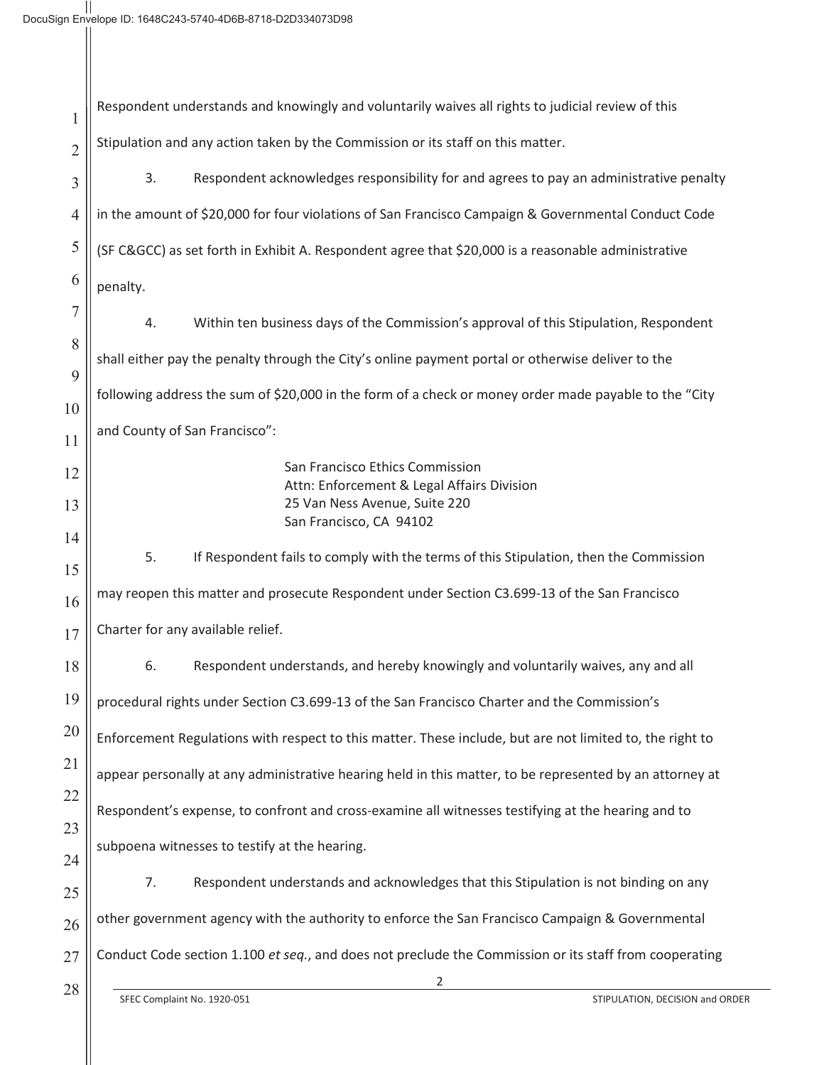Respondent understands and knowingly and voluntarily waives all rights to judicial review of this Stipulation and any action taken by the Commission or its staff on this matter.

3. Respondent acknowledges responsibility for and agrees to pay an administrative penalty in the amount of $20,000 for four violations of San Francisco Campaign & Governmental Conduct Code (SF C&GCC) as set forth in Exhibit A. Respondent agree that $20,000 is a reasonable administrative penalty.

4. Within ten business days of the Commission's approval of this Stipulation, Respondent shall either pay the penalty through the City's online payment portal or otherwise deliver to the following address the sum of $20,000 in the form of a check or money order made payable to the "City and County of San Francisco":

San Francisco Ethics Commission
Attn: Enforcement & Legal Affairs Division
25 Van Ness Avenue, Suite 220
San Francisco, CA 94102

5. If Respondent fails to comply with the terms of this Stipulation, then the Commission may reopen this matter and prosecute Respondent under Section C3.699-13 of the San Francisco Charter for any available relief.

6. Respondent understands, and hereby knowingly and voluntarily waives, any and all procedural rights under Section C3.699-13 of the San Francisco Charter and the Commission's Enforcement Regulations with respect to this matter. These include, but are not limited to, the right to appear personally at any administrative hearing held in this matter, to be represented by an attorney at Respondent's expense, to confront and cross-examine all witnesses testifying at the hearing and to subpoena witnesses to testify at the hearing.

7. Respondent understands and acknowledges that this Stipulation is not binding on any other government agency with the authority to enforce the San Francisco Campaign & Governmental Conduct Code section 1.100 *et seq.*, and does not preclude the Commission or its staff from cooperating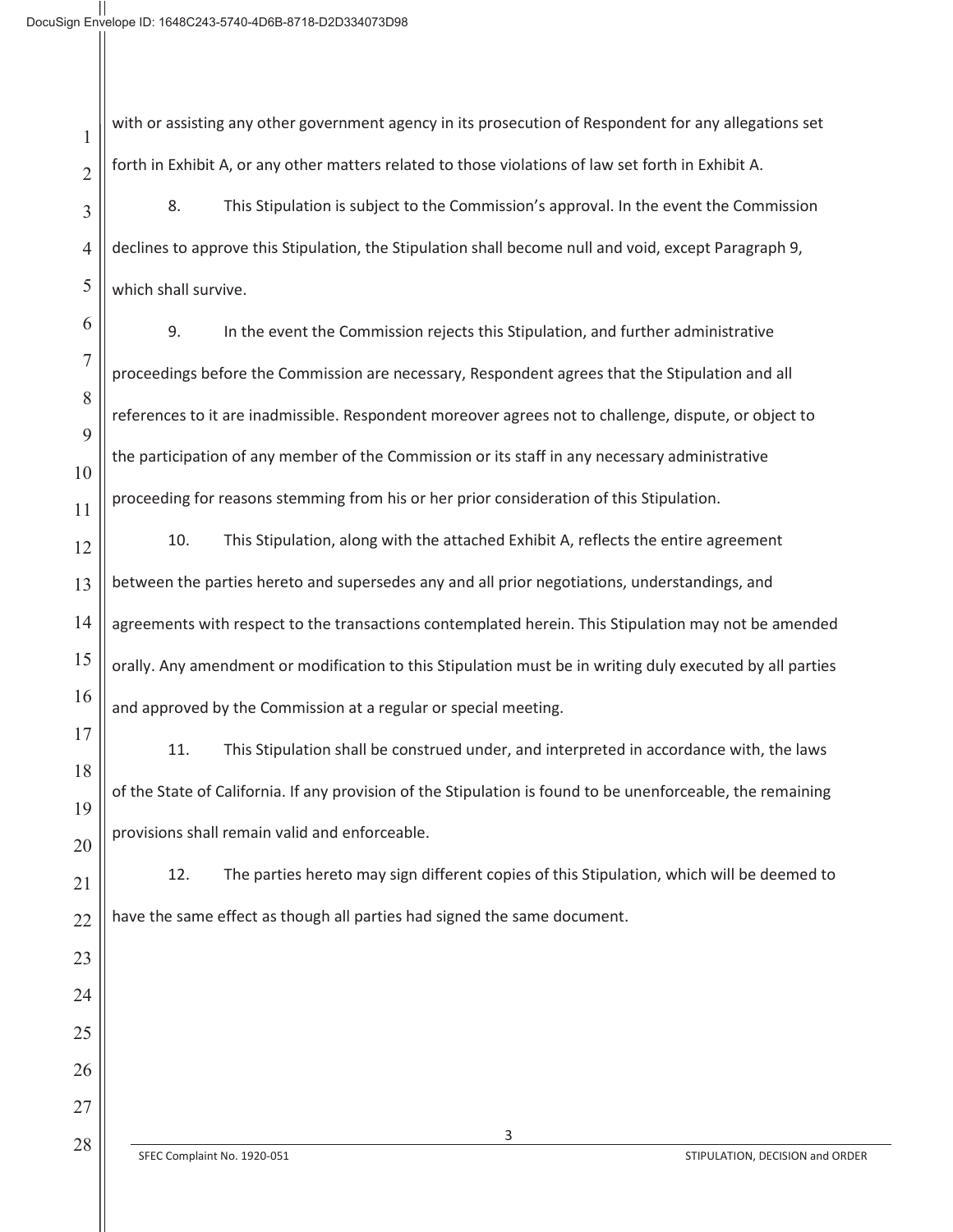with or assisting any other government agency in its prosecution of Respondent for any allegations set forth in Exhibit A, or any other matters related to those violations of law set forth in Exhibit A.

8. This Stipulation is subject to the Commission's approval. In the event the Commission declines to approve this Stipulation, the Stipulation shall become null and void, except Paragraph 9, which shall survive.

9. In the event the Commission rejects this Stipulation, and further administrative proceedings before the Commission are necessary, Respondent agrees that the Stipulation and all references to it are inadmissible. Respondent moreover agrees not to challenge, dispute, or object to the participation of any member of the Commission or its staff in any necessary administrative proceeding for reasons stemming from his or her prior consideration of this Stipulation.

10. This Stipulation, along with the attached Exhibit A, reflects the entire agreement between the parties hereto and supersedes any and all prior negotiations, understandings, and agreements with respect to the transactions contemplated herein. This Stipulation may not be amended orally. Any amendment or modification to this Stipulation must be in writing duly executed by all parties and approved by the Commission at a regular or special meeting.

11. This Stipulation shall be construed under, and interpreted in accordance with, the laws of the State of California. If any provision of the Stipulation is found to be unenforceable, the remaining provisions shall remain valid and enforceable.

12. The parties hereto may sign different copies of this Stipulation, which will be deemed to have the same effect as though all parties had signed the same document.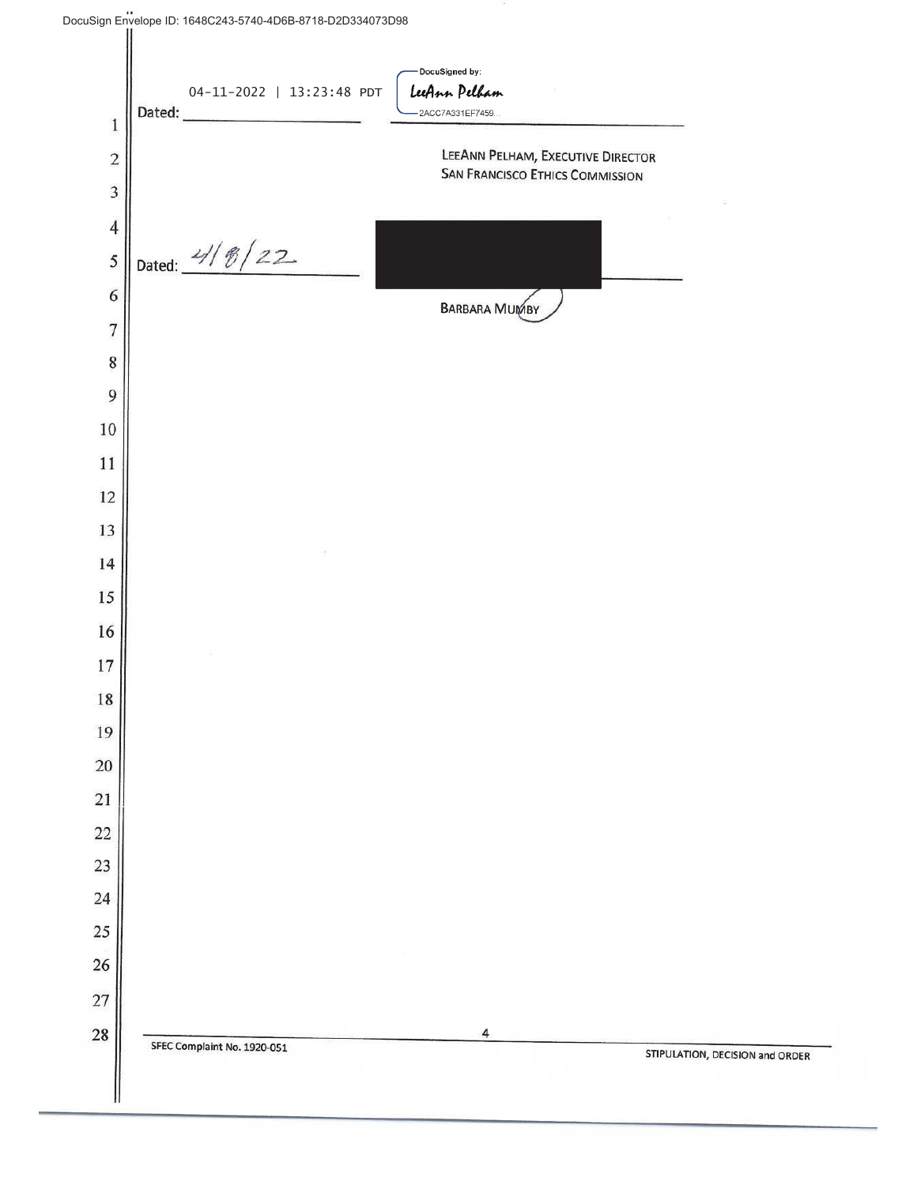Dated: 04-11-2022 | 13:23:48 PDT

DocuSigned by:
LeeAnn Pelham
2ACC7A331EF7459...

LEEANN PELHAM, EXECUTIVE DIRECTOR
SAN FRANCISCO ETHICS COMMISSION

Dated: 4/8/22

BARBARA MUMBY

SFEC Complaint No. 1920-051

STIPULATION, DECISION and ORDER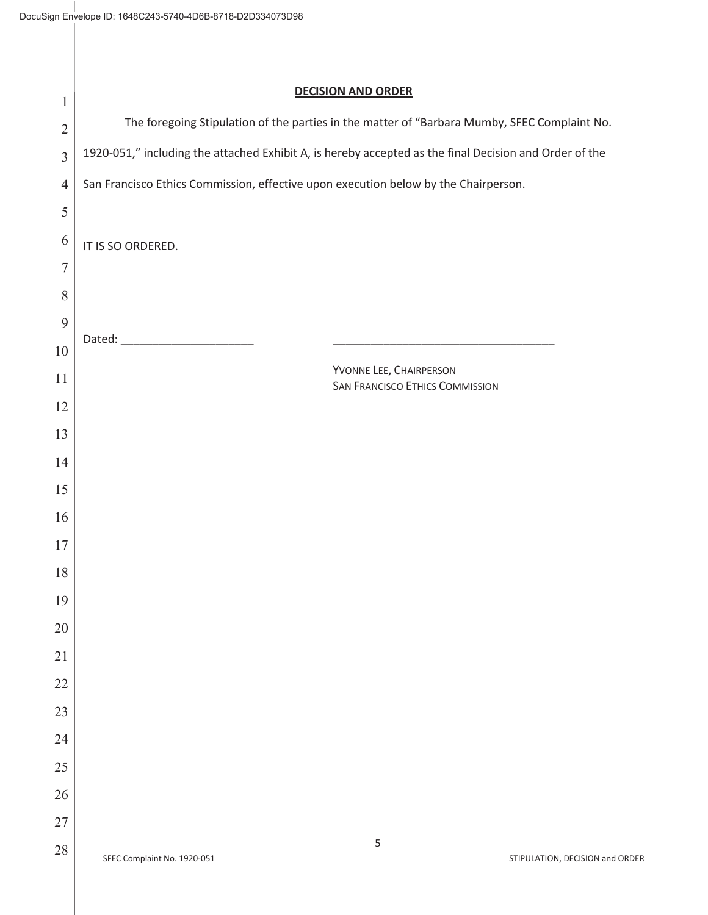## DECISION AND ORDER

The foregoing Stipulation of the parties in the matter of "Barbara Mumby, SFEC Complaint No. 1920-051," including the attached Exhibit A, is hereby accepted as the final Decision and Order of the San Francisco Ethics Commission, effective upon execution below by the Chairperson.

IT IS SO ORDERED.

Dated: _____________________ ___________________________________

YVONNE LEE, CHAIRPERSON
SAN FRANCISCO ETHICS COMMISSION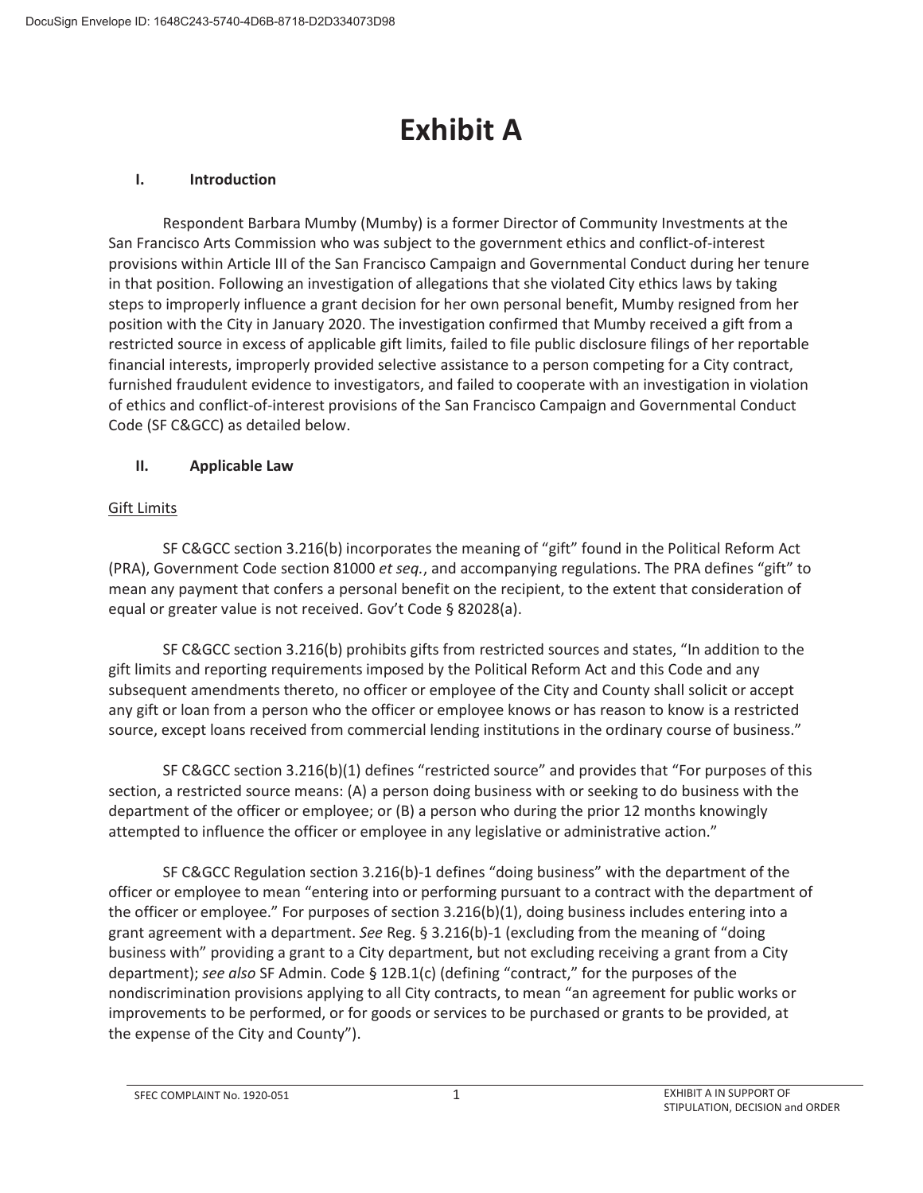# Exhibit A

## I. Introduction

Respondent Barbara Mumby (Mumby) is a former Director of Community Investments at the San Francisco Arts Commission who was subject to the government ethics and conflict-of-interest provisions within Article III of the San Francisco Campaign and Governmental Conduct during her tenure in that position. Following an investigation of allegations that she violated City ethics laws by taking steps to improperly influence a grant decision for her own personal benefit, Mumby resigned from her position with the City in January 2020. The investigation confirmed that Mumby received a gift from a restricted source in excess of applicable gift limits, failed to file public disclosure filings of her reportable financial interests, improperly provided selective assistance to a person competing for a City contract, furnished fraudulent evidence to investigators, and failed to cooperate with an investigation in violation of ethics and conflict-of-interest provisions of the San Francisco Campaign and Governmental Conduct Code (SF C&GCC) as detailed below.

## II. Applicable Law

Gift Limits

SF C&GCC section 3.216(b) incorporates the meaning of "gift" found in the Political Reform Act (PRA), Government Code section 81000 *et seq.*, and accompanying regulations. The PRA defines "gift" to mean any payment that confers a personal benefit on the recipient, to the extent that consideration of equal or greater value is not received. Gov't Code § 82028(a).

SF C&GCC section 3.216(b) prohibits gifts from restricted sources and states, "In addition to the gift limits and reporting requirements imposed by the Political Reform Act and this Code and any subsequent amendments thereto, no officer or employee of the City and County shall solicit or accept any gift or loan from a person who the officer or employee knows or has reason to know is a restricted source, except loans received from commercial lending institutions in the ordinary course of business."

SF C&GCC section 3.216(b)(1) defines "restricted source" and provides that "For purposes of this section, a restricted source means: (A) a person doing business with or seeking to do business with the department of the officer or employee; or (B) a person who during the prior 12 months knowingly attempted to influence the officer or employee in any legislative or administrative action."

SF C&GCC Regulation section 3.216(b)-1 defines "doing business" with the department of the officer or employee to mean "entering into or performing pursuant to a contract with the department of the officer or employee." For purposes of section 3.216(b)(1), doing business includes entering into a grant agreement with a department. *See* Reg. § 3.216(b)-1 (excluding from the meaning of "doing business with" providing a grant to a City department, but not excluding receiving a grant from a City department); *see also* SF Admin. Code § 12B.1(c) (defining "contract," for the purposes of the nondiscrimination provisions applying to all City contracts, to mean "an agreement for public works or improvements to be performed, or for goods or services to be purchased or grants to be provided, at the expense of the City and County").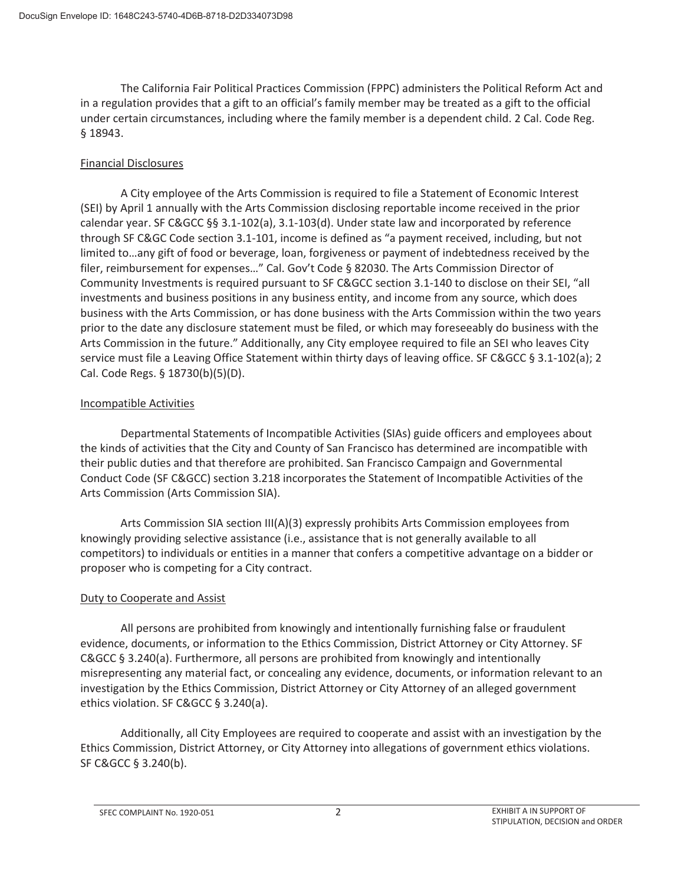The California Fair Political Practices Commission (FPPC) administers the Political Reform Act and in a regulation provides that a gift to an official's family member may be treated as a gift to the official under certain circumstances, including where the family member is a dependent child. 2 Cal. Code Reg. § 18943.

## Financial Disclosures

A City employee of the Arts Commission is required to file a Statement of Economic Interest (SEI) by April 1 annually with the Arts Commission disclosing reportable income received in the prior calendar year. SF C&GCC §§ 3.1-102(a), 3.1-103(d). Under state law and incorporated by reference through SF C&GC Code section 3.1-101, income is defined as "a payment received, including, but not limited to…any gift of food or beverage, loan, forgiveness or payment of indebtedness received by the filer, reimbursement for expenses…" Cal. Gov't Code § 82030. The Arts Commission Director of Community Investments is required pursuant to SF C&GCC section 3.1-140 to disclose on their SEI, "all investments and business positions in any business entity, and income from any source, which does business with the Arts Commission, or has done business with the Arts Commission within the two years prior to the date any disclosure statement must be filed, or which may foreseeably do business with the Arts Commission in the future." Additionally, any City employee required to file an SEI who leaves City service must file a Leaving Office Statement within thirty days of leaving office. SF C&GCC § 3.1-102(a); 2 Cal. Code Regs. § 18730(b)(5)(D).

## Incompatible Activities

Departmental Statements of Incompatible Activities (SIAs) guide officers and employees about the kinds of activities that the City and County of San Francisco has determined are incompatible with their public duties and that therefore are prohibited. San Francisco Campaign and Governmental Conduct Code (SF C&GCC) section 3.218 incorporates the Statement of Incompatible Activities of the Arts Commission (Arts Commission SIA).

Arts Commission SIA section III(A)(3) expressly prohibits Arts Commission employees from knowingly providing selective assistance (i.e., assistance that is not generally available to all competitors) to individuals or entities in a manner that confers a competitive advantage on a bidder or proposer who is competing for a City contract.

## Duty to Cooperate and Assist

All persons are prohibited from knowingly and intentionally furnishing false or fraudulent evidence, documents, or information to the Ethics Commission, District Attorney or City Attorney. SF C&GCC § 3.240(a). Furthermore, all persons are prohibited from knowingly and intentionally misrepresenting any material fact, or concealing any evidence, documents, or information relevant to an investigation by the Ethics Commission, District Attorney or City Attorney of an alleged government ethics violation. SF C&GCC § 3.240(a).

Additionally, all City Employees are required to cooperate and assist with an investigation by the Ethics Commission, District Attorney, or City Attorney into allegations of government ethics violations. SF C&GCC § 3.240(b).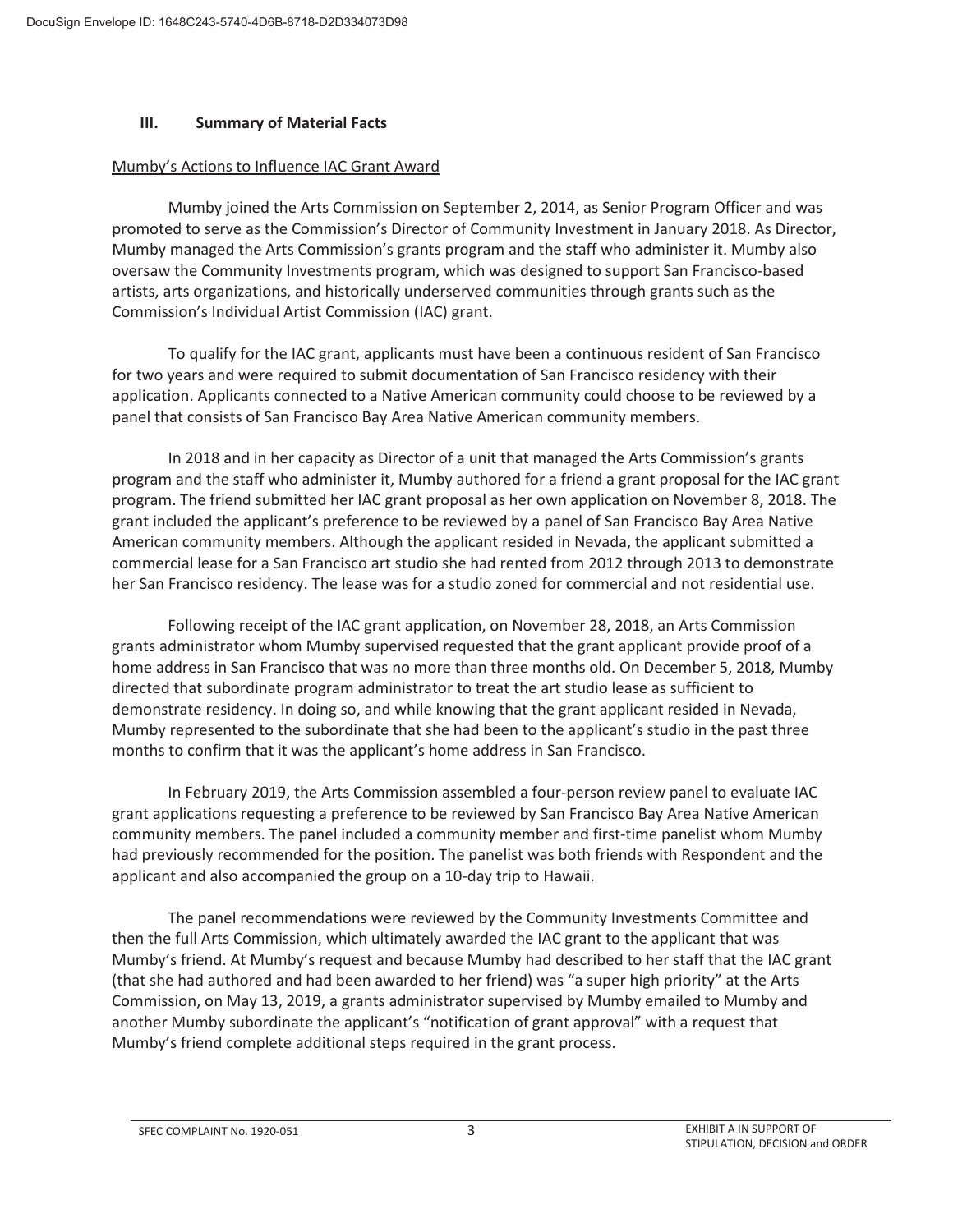### III. Summary of Material Facts

Mumby's Actions to Influence IAC Grant Award

Mumby joined the Arts Commission on September 2, 2014, as Senior Program Officer and was promoted to serve as the Commission's Director of Community Investment in January 2018. As Director, Mumby managed the Arts Commission's grants program and the staff who administer it. Mumby also oversaw the Community Investments program, which was designed to support San Francisco-based artists, arts organizations, and historically underserved communities through grants such as the Commission's Individual Artist Commission (IAC) grant.

To qualify for the IAC grant, applicants must have been a continuous resident of San Francisco for two years and were required to submit documentation of San Francisco residency with their application. Applicants connected to a Native American community could choose to be reviewed by a panel that consists of San Francisco Bay Area Native American community members.

In 2018 and in her capacity as Director of a unit that managed the Arts Commission's grants program and the staff who administer it, Mumby authored for a friend a grant proposal for the IAC grant program. The friend submitted her IAC grant proposal as her own application on November 8, 2018. The grant included the applicant's preference to be reviewed by a panel of San Francisco Bay Area Native American community members. Although the applicant resided in Nevada, the applicant submitted a commercial lease for a San Francisco art studio she had rented from 2012 through 2013 to demonstrate her San Francisco residency. The lease was for a studio zoned for commercial and not residential use.

Following receipt of the IAC grant application, on November 28, 2018, an Arts Commission grants administrator whom Mumby supervised requested that the grant applicant provide proof of a home address in San Francisco that was no more than three months old. On December 5, 2018, Mumby directed that subordinate program administrator to treat the art studio lease as sufficient to demonstrate residency. In doing so, and while knowing that the grant applicant resided in Nevada, Mumby represented to the subordinate that she had been to the applicant's studio in the past three months to confirm that it was the applicant's home address in San Francisco.

In February 2019, the Arts Commission assembled a four-person review panel to evaluate IAC grant applications requesting a preference to be reviewed by San Francisco Bay Area Native American community members. The panel included a community member and first-time panelist whom Mumby had previously recommended for the position. The panelist was both friends with Respondent and the applicant and also accompanied the group on a 10-day trip to Hawaii.

The panel recommendations were reviewed by the Community Investments Committee and then the full Arts Commission, which ultimately awarded the IAC grant to the applicant that was Mumby's friend. At Mumby's request and because Mumby had described to her staff that the IAC grant (that she had authored and had been awarded to her friend) was "a super high priority" at the Arts Commission, on May 13, 2019, a grants administrator supervised by Mumby emailed to Mumby and another Mumby subordinate the applicant's "notification of grant approval" with a request that Mumby's friend complete additional steps required in the grant process.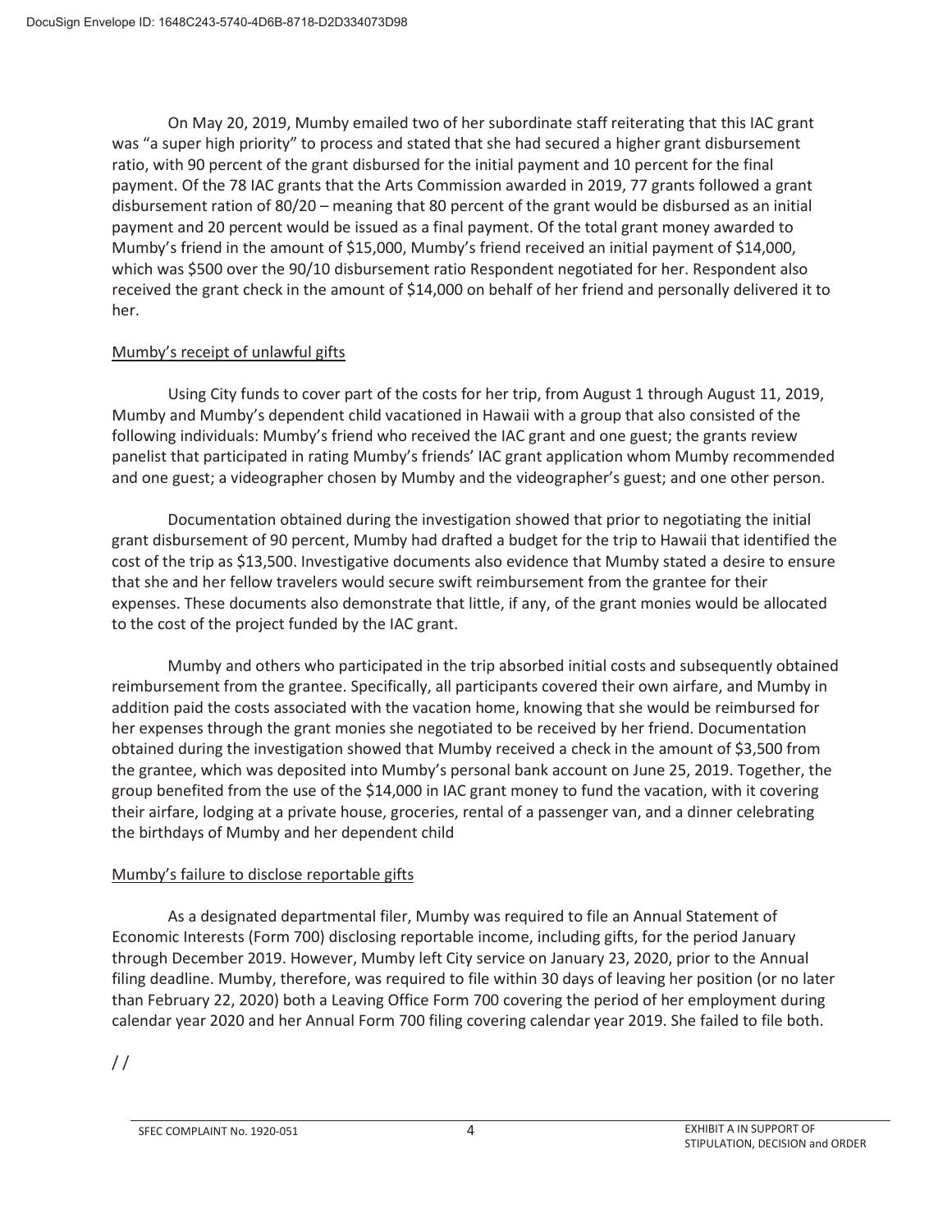On May 20, 2019, Mumby emailed two of her subordinate staff reiterating that this IAC grant was "a super high priority" to process and stated that she had secured a higher grant disbursement ratio, with 90 percent of the grant disbursed for the initial payment and 10 percent for the final payment. Of the 78 IAC grants that the Arts Commission awarded in 2019, 77 grants followed a grant disbursement ration of 80/20 – meaning that 80 percent of the grant would be disbursed as an initial payment and 20 percent would be issued as a final payment. Of the total grant money awarded to Mumby's friend in the amount of $15,000, Mumby's friend received an initial payment of $14,000, which was $500 over the 90/10 disbursement ratio Respondent negotiated for her. Respondent also received the grant check in the amount of $14,000 on behalf of her friend and personally delivered it to her.

Mumby's receipt of unlawful gifts

Using City funds to cover part of the costs for her trip, from August 1 through August 11, 2019, Mumby and Mumby's dependent child vacationed in Hawaii with a group that also consisted of the following individuals: Mumby's friend who received the IAC grant and one guest; the grants review panelist that participated in rating Mumby's friends' IAC grant application whom Mumby recommended and one guest; a videographer chosen by Mumby and the videographer's guest; and one other person.

Documentation obtained during the investigation showed that prior to negotiating the initial grant disbursement of 90 percent, Mumby had drafted a budget for the trip to Hawaii that identified the cost of the trip as $13,500. Investigative documents also evidence that Mumby stated a desire to ensure that she and her fellow travelers would secure swift reimbursement from the grantee for their expenses. These documents also demonstrate that little, if any, of the grant monies would be allocated to the cost of the project funded by the IAC grant.

Mumby and others who participated in the trip absorbed initial costs and subsequently obtained reimbursement from the grantee. Specifically, all participants covered their own airfare, and Mumby in addition paid the costs associated with the vacation home, knowing that she would be reimbursed for her expenses through the grant monies she negotiated to be received by her friend. Documentation obtained during the investigation showed that Mumby received a check in the amount of $3,500 from the grantee, which was deposited into Mumby's personal bank account on June 25, 2019. Together, the group benefited from the use of the $14,000 in IAC grant money to fund the vacation, with it covering their airfare, lodging at a private house, groceries, rental of a passenger van, and a dinner celebrating the birthdays of Mumby and her dependent child

Mumby's failure to disclose reportable gifts

As a designated departmental filer, Mumby was required to file an Annual Statement of Economic Interests (Form 700) disclosing reportable income, including gifts, for the period January through December 2019. However, Mumby left City service on January 23, 2020, prior to the Annual filing deadline. Mumby, therefore, was required to file within 30 days of leaving her position (or no later than February 22, 2020) both a Leaving Office Form 700 covering the period of her employment during calendar year 2020 and her Annual Form 700 filing covering calendar year 2019. She failed to file both.

/ /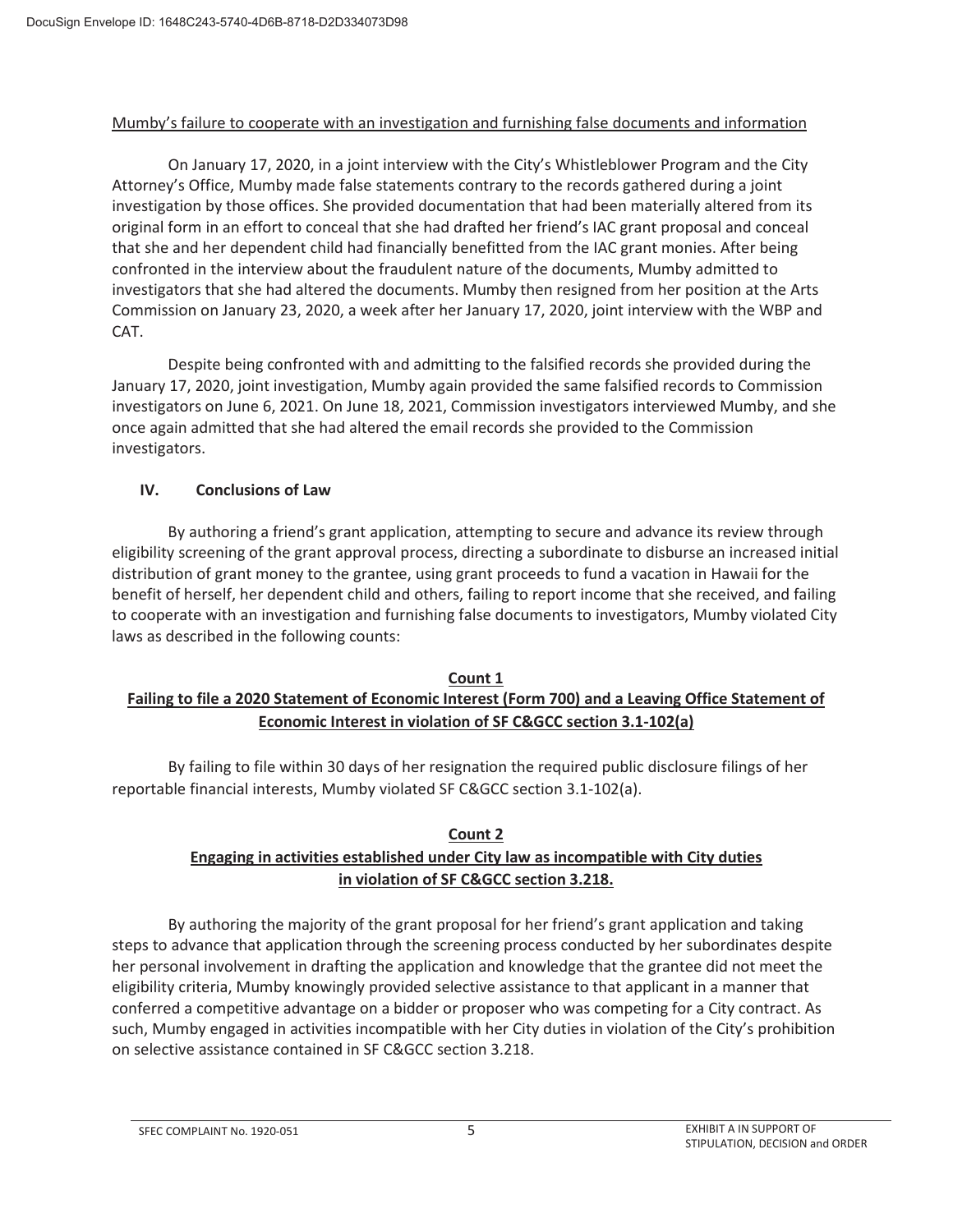Mumby's failure to cooperate with an investigation and furnishing false documents and information

On January 17, 2020, in a joint interview with the City's Whistleblower Program and the City Attorney's Office, Mumby made false statements contrary to the records gathered during a joint investigation by those offices. She provided documentation that had been materially altered from its original form in an effort to conceal that she had drafted her friend's IAC grant proposal and conceal that she and her dependent child had financially benefitted from the IAC grant monies. After being confronted in the interview about the fraudulent nature of the documents, Mumby admitted to investigators that she had altered the documents. Mumby then resigned from her position at the Arts Commission on January 23, 2020, a week after her January 17, 2020, joint interview with the WBP and CAT.

Despite being confronted with and admitting to the falsified records she provided during the January 17, 2020, joint investigation, Mumby again provided the same falsified records to Commission investigators on June 6, 2021. On June 18, 2021, Commission investigators interviewed Mumby, and she once again admitted that she had altered the email records she provided to the Commission investigators.

## IV. Conclusions of Law

By authoring a friend's grant application, attempting to secure and advance its review through eligibility screening of the grant approval process, directing a subordinate to disburse an increased initial distribution of grant money to the grantee, using grant proceeds to fund a vacation in Hawaii for the benefit of herself, her dependent child and others, failing to report income that she received, and failing to cooperate with an investigation and furnishing false documents to investigators, Mumby violated City laws as described in the following counts:

### Count 1
### Failing to file a 2020 Statement of Economic Interest (Form 700) and a Leaving Office Statement of Economic Interest in violation of SF C&GCC section 3.1-102(a)

By failing to file within 30 days of her resignation the required public disclosure filings of her reportable financial interests, Mumby violated SF C&GCC section 3.1-102(a).

### Count 2
### Engaging in activities established under City law as incompatible with City duties in violation of SF C&GCC section 3.218.

By authoring the majority of the grant proposal for her friend's grant application and taking steps to advance that application through the screening process conducted by her subordinates despite her personal involvement in drafting the application and knowledge that the grantee did not meet the eligibility criteria, Mumby knowingly provided selective assistance to that applicant in a manner that conferred a competitive advantage on a bidder or proposer who was competing for a City contract. As such, Mumby engaged in activities incompatible with her City duties in violation of the City's prohibition on selective assistance contained in SF C&GCC section 3.218.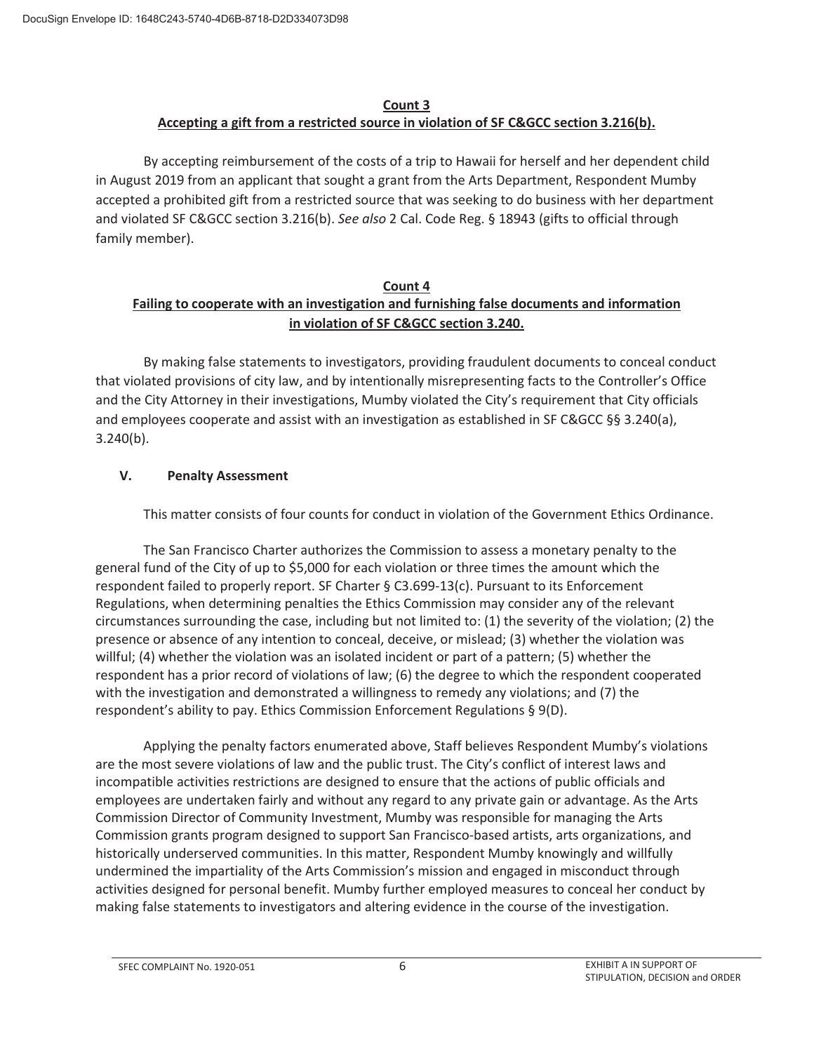**Count 3**
**Accepting a gift from a restricted source in violation of SF C&GCC section 3.216(b).**

By accepting reimbursement of the costs of a trip to Hawaii for herself and her dependent child in August 2019 from an applicant that sought a grant from the Arts Department, Respondent Mumby accepted a prohibited gift from a restricted source that was seeking to do business with her department and violated SF C&GCC section 3.216(b). *See also* 2 Cal. Code Reg. § 18943 (gifts to official through family member).

**Count 4**
**Failing to cooperate with an investigation and furnishing false documents and information in violation of SF C&GCC section 3.240.**

By making false statements to investigators, providing fraudulent documents to conceal conduct that violated provisions of city law, and by intentionally misrepresenting facts to the Controller's Office and the City Attorney in their investigations, Mumby violated the City's requirement that City officials and employees cooperate and assist with an investigation as established in SF C&GCC §§ 3.240(a), 3.240(b).

## V. Penalty Assessment

This matter consists of four counts for conduct in violation of the Government Ethics Ordinance.

The San Francisco Charter authorizes the Commission to assess a monetary penalty to the general fund of the City of up to $5,000 for each violation or three times the amount which the respondent failed to properly report. SF Charter § C3.699-13(c). Pursuant to its Enforcement Regulations, when determining penalties the Ethics Commission may consider any of the relevant circumstances surrounding the case, including but not limited to: (1) the severity of the violation; (2) the presence or absence of any intention to conceal, deceive, or mislead; (3) whether the violation was willful; (4) whether the violation was an isolated incident or part of a pattern; (5) whether the respondent has a prior record of violations of law; (6) the degree to which the respondent cooperated with the investigation and demonstrated a willingness to remedy any violations; and (7) the respondent's ability to pay. Ethics Commission Enforcement Regulations § 9(D).

Applying the penalty factors enumerated above, Staff believes Respondent Mumby's violations are the most severe violations of law and the public trust. The City's conflict of interest laws and incompatible activities restrictions are designed to ensure that the actions of public officials and employees are undertaken fairly and without any regard to any private gain or advantage. As the Arts Commission Director of Community Investment, Mumby was responsible for managing the Arts Commission grants program designed to support San Francisco-based artists, arts organizations, and historically underserved communities. In this matter, Respondent Mumby knowingly and willfully undermined the impartiality of the Arts Commission's mission and engaged in misconduct through activities designed for personal benefit. Mumby further employed measures to conceal her conduct by making false statements to investigators and altering evidence in the course of the investigation.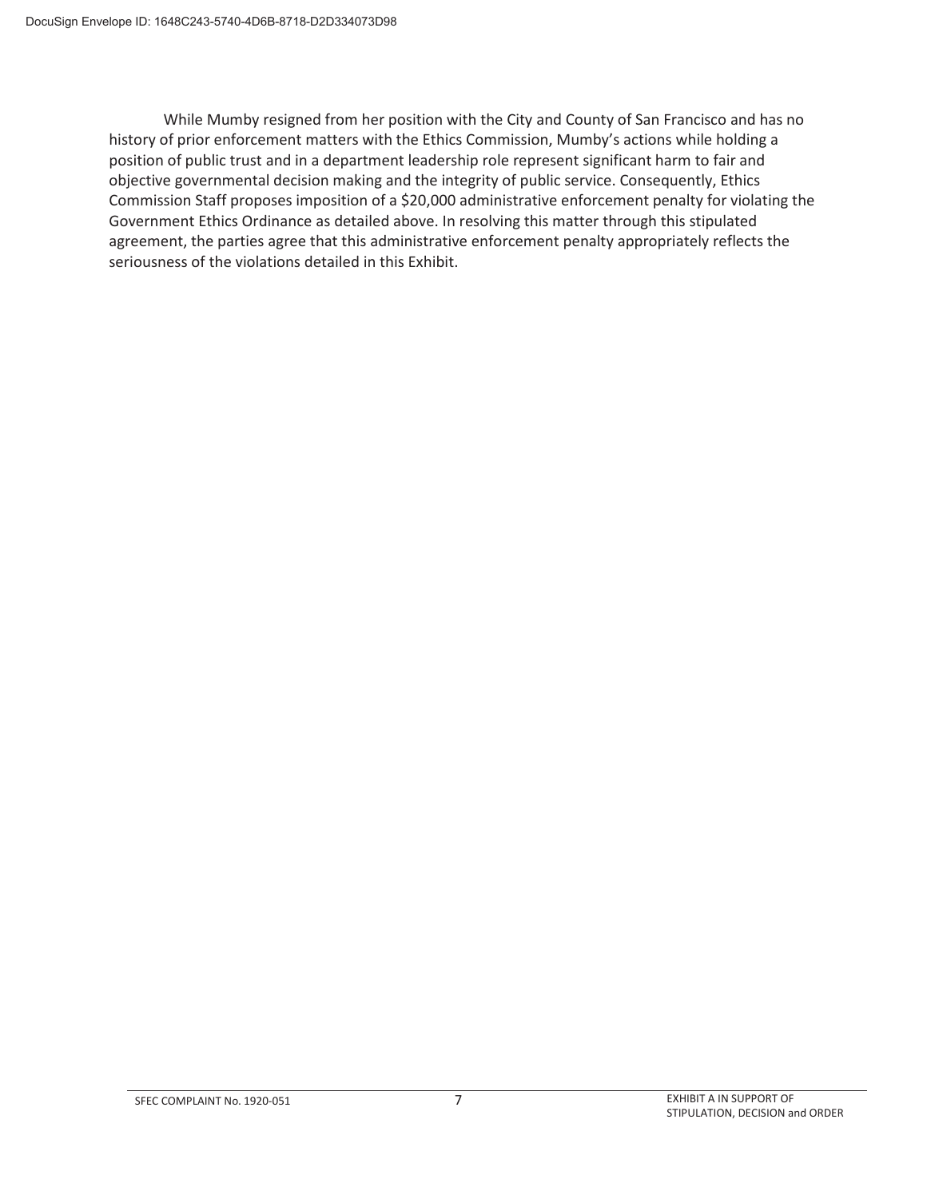While Mumby resigned from her position with the City and County of San Francisco and has no history of prior enforcement matters with the Ethics Commission, Mumby's actions while holding a position of public trust and in a department leadership role represent significant harm to fair and objective governmental decision making and the integrity of public service. Consequently, Ethics Commission Staff proposes imposition of a $20,000 administrative enforcement penalty for violating the Government Ethics Ordinance as detailed above. In resolving this matter through this stipulated agreement, the parties agree that this administrative enforcement penalty appropriately reflects the seriousness of the violations detailed in this Exhibit.